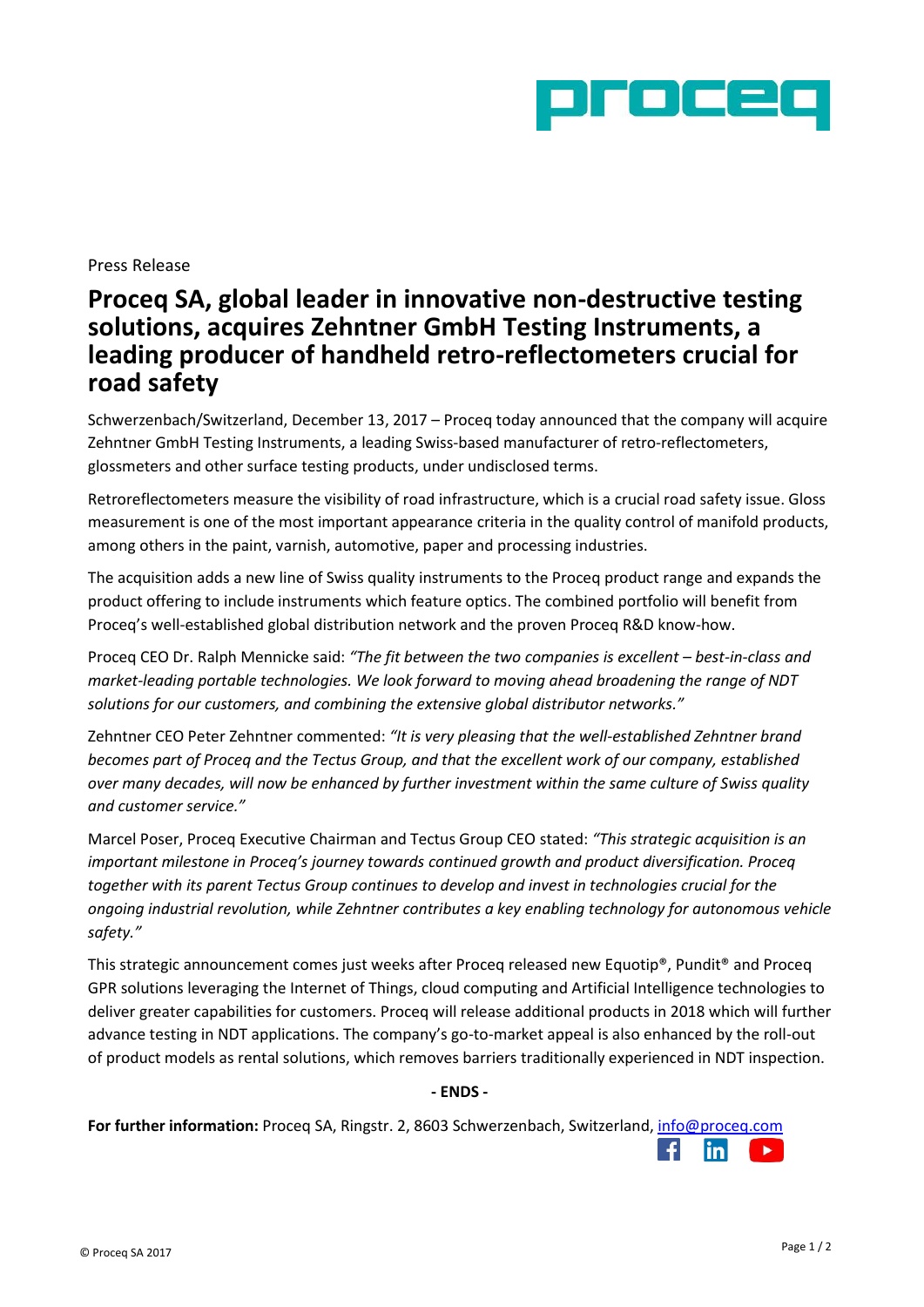Press Release

# Proceq SA, global leader in innovative non-destructive testing solutions, acquires Zehntner GmbH Testing Instruments, a leading producer of handheld retro-reflectometers crucial for road safety

Schwerzenbach/Switzerland, December 13, 2017 – Proceq today announced that the company will acquire Zehntner GmbH Testing Instruments, a leading Swiss-based manufacturer of retro-reflectometers, glossmeters and other surface testing products, under undisclosed terms.

Retroreflectometers measure the visibility of road infrastructure, which is a crucial road safety issue. Gloss measurement is one of the most important appearance criteria in the quality control of manifold products, among others in the paint, varnish, automotive, paper and processing industries.

The acquisition adds a new line of Swiss quality instruments to the Proceq product range and expands the product offering to include instruments which feature optics. The combined portfolio will benefit from Proceq's well-established global distribution network and the proven Proceq R&D know-how.

Proceq CEO Dr. Ralph Mennicke said: *"The fit between the two companies is excellent – best-in-class and market-leading portable technologies. We look forward to moving ahead broadening the range of NDT solutions for our customers, and combining the extensive global distributor networks."*

Zehntner CEO Peter Zehntner commented: *"It is very pleasing that the well-established Zehntner brand becomes part of Proceq and the Tectus Group, and that the excellent work of our company, established over many decades, will now be enhanced by further investment within the same culture of Swiss quality and customer service."*

Marcel Poser, Proceq Executive Chairman and Tectus Group CEO stated: *"This strategic acquisition is an important milestone in Proceq's journey towards continued growth and product diversification. Proceq together with its parent Tectus Group continues to develop and invest in technologies crucial for the ongoing industrial revolution, while Zehntner contributes a key enabling technology for autonomous vehicle safety."*

This strategic announcement comes just weeks after Proceq released new Equotip®, Pundit® and Proceq GPR solutions leveraging the Internet of Things, cloud computing and Artificial Intelligence technologies to deliver greater capabilities for customers. Proceq will release additional products in 2018 which will further advance testing in NDT applications. The company's go-to-market appeal is also enhanced by the roll-out of product models as rental solutions, which removes barriers traditionally experienced in NDT inspection.

**- ENDS -**

**For further information:** Proceq SA, Ringstr. 2, 8603 Schwerzenbach, Switzerland, info@proceq.com

© Proceq SA 2017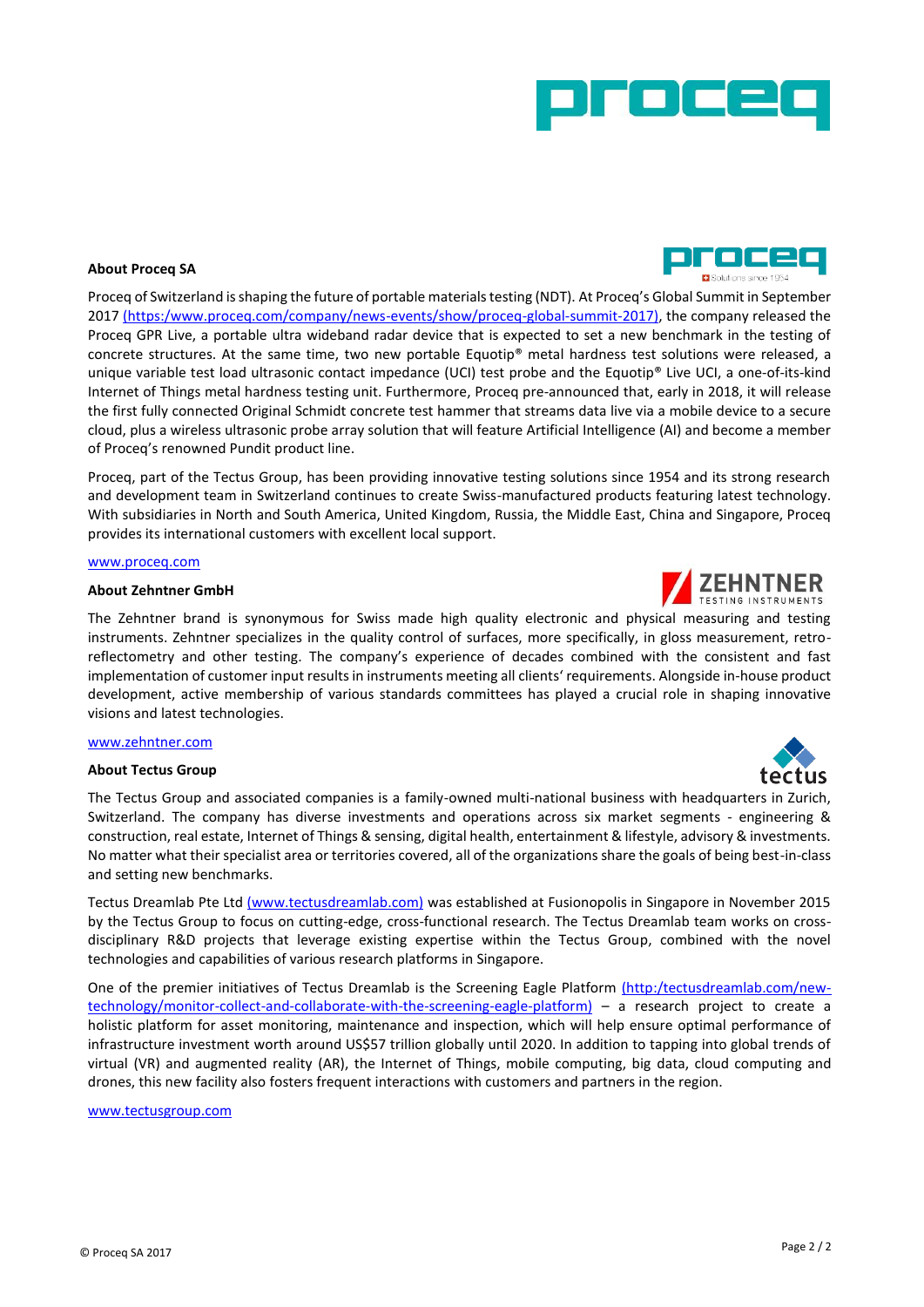### About Proceq SA

Proceq of Switzerland is shaping the future of portable materials testing (NDT). At Proceq's Global Summit in September 2017 (https:/www.proceq.com/company/news-events/show/proceq-global-summit-2017), the company released the Proceq GPR Live, a portable ultra wideband radar device that is expected to set a new benchmark in the testing of concrete structures. At the same time, two new portable Equotip® metal hardness test solutions were released, a unique variable test load ultrasonic contact impedance (UCI) test probe and the Equotip® Live UCI, a one-of-its-kind Internet of Things metal hardness testing unit. Furthermore, Proceq pre-announced that, early in 2018, it will release the first fully connected Original Schmidt concrete test hammer that streams data live via a mobile device to a secure cloud, plus a wireless ultrasonic probe array solution that will feature Artificial Intelligence (AI) and become a member of Proceq's renowned Pundit product line.

Proceq, part of the Tectus Group, has been providing innovative testing solutions since 1954 and its strong research and development team in Switzerland continues to create Swiss-manufactured products featuring latest technology. With subsidiaries in North and South America, United Kingdom, Russia, the Middle East, China and Singapore, Proceq provides its international customers with excellent local support.

www.proceq.com

### About Zehntner GmbH

The Zehntner brand is synonymous for Swiss made high quality electronic and physical measuring and testing instruments. Zehntner specializes in the quality control of surfaces, more specifically, in gloss measurement, retro-reflectometry and other testing. The company's experience of decades combined with the consistent and fast implementation of customer input results in instruments meeting all clients' requirements. Alongside in-house product development, active membership of various standards committees has played a crucial role in shaping innovative visions and latest technologies.

www.zehntner.com

### About Tectus Group

The Tectus Group and associated companies is a family-owned multi-national business with headquarters in Zurich, Switzerland. The company has diverse investments and operations across six market segments - engineering & construction, real estate, Internet of Things & sensing, digital health, entertainment & lifestyle, advisory & investments. No matter what their specialist area or territories covered, all of the organizations share the goals of being best-in-class and setting new benchmarks.

Tectus Dreamlab Pte Ltd (www.tectusdreamlab.com) was established at Fusionopolis in Singapore in November 2015 by the Tectus Group to focus on cutting-edge, cross-functional research. The Tectus Dreamlab team works on cross-disciplinary R&D projects that leverage existing expertise within the Tectus Group, combined with the novel technologies and capabilities of various research platforms in Singapore.

One of the premier initiatives of Tectus Dreamlab is the Screening Eagle Platform (http:/tectusdreamlab.com/new-technology/monitor-collect-and-collaborate-with-the-screening-eagle-platform) – a research project to create a holistic platform for asset monitoring, maintenance and inspection, which will help ensure optimal performance of infrastructure investment worth around US$57 trillion globally until 2020. In addition to tapping into global trends of virtual (VR) and augmented reality (AR), the Internet of Things, mobile computing, big data, cloud computing and drones, this new facility also fosters frequent interactions with customers and partners in the region.

www.tectusgroup.com

© Proceq SA 2017